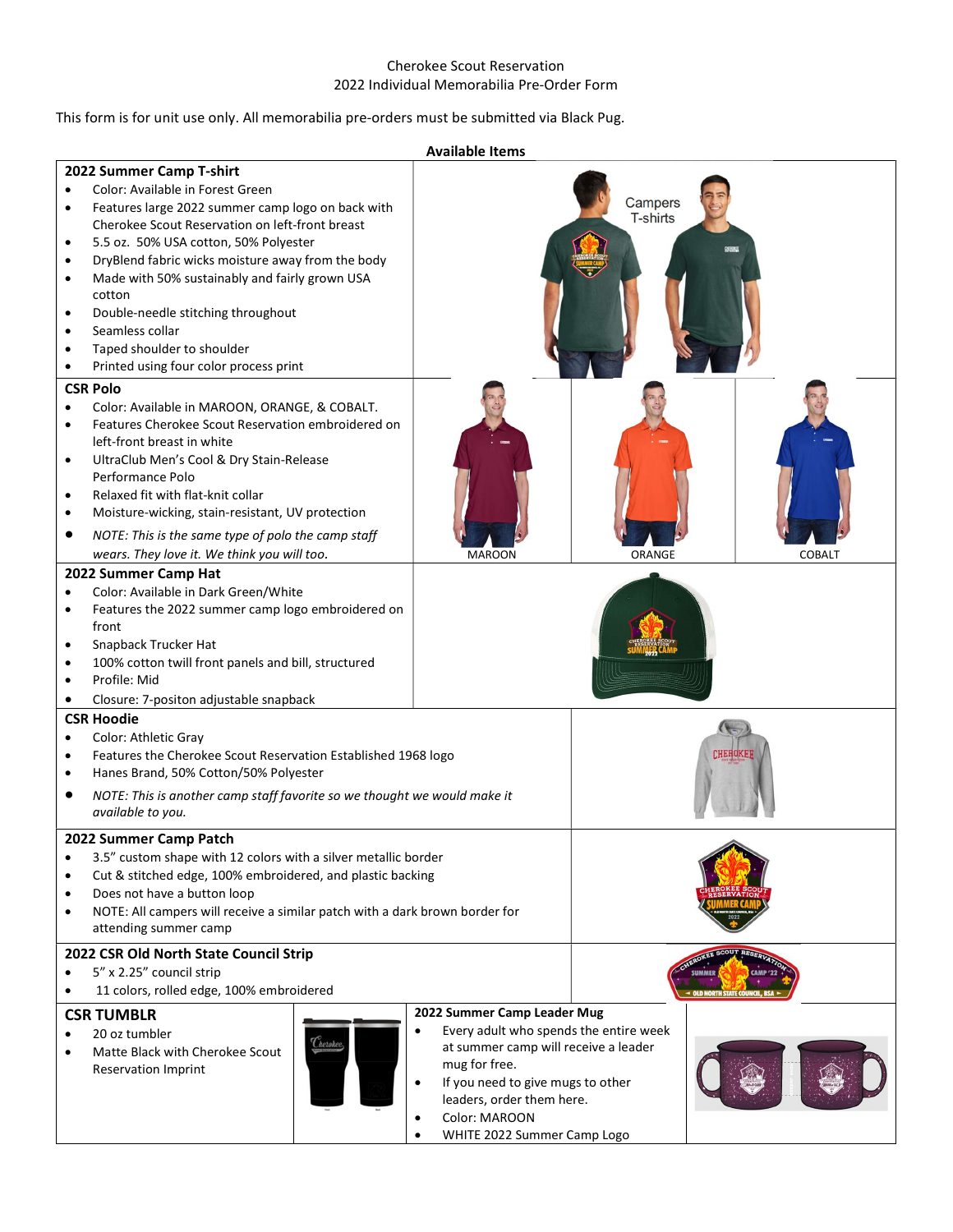Cherokee Scout Reservation
2022 Individual Memorabilia Pre-Order Form

This form is for unit use only. All memorabilia pre-orders must be submitted via Black Pug.

**Available Items**

### 2022 Summer Camp T-shirt

- Color: Available in Forest Green
- Features large 2022 summer camp logo on back with Cherokee Scout Reservation on left-front breast
- 5.5 oz. 50% USA cotton, 50% Polyester
- DryBlend fabric wicks moisture away from the body
- Made with 50% sustainably and fairly grown USA cotton
- Double-needle stitching throughout
- Seamless collar
- Taped shoulder to shoulder
- Printed using four color process print

Campers T-shirts

### CSR Polo

- Color: Available in MAROON, ORANGE, & COBALT.
- Features Cherokee Scout Reservation embroidered on left-front breast in white
- UltraClub Men's Cool & Dry Stain-Release Performance Polo
- Relaxed fit with flat-knit collar
- Moisture-wicking, stain-resistant, UV protection
- *NOTE: This is the same type of polo the camp staff wears. They love it. We think you will too.*

MAROON | ORANGE | COBALT

### 2022 Summer Camp Hat

- Color: Available in Dark Green/White
- Features the 2022 summer camp logo embroidered on front
- Snapback Trucker Hat
- 100% cotton twill front panels and bill, structured
- Profile: Mid
- Closure: 7-positon adjustable snapback

### CSR Hoodie

- Color: Athletic Gray
- Features the Cherokee Scout Reservation Established 1968 logo
- Hanes Brand, 50% Cotton/50% Polyester
- *NOTE: This is another camp staff favorite so we thought we would make it available to you.*

### 2022 Summer Camp Patch

- 3.5" custom shape with 12 colors with a silver metallic border
- Cut & stitched edge, 100% embroidered, and plastic backing
- Does not have a button loop
- NOTE: All campers will receive a similar patch with a dark brown border for attending summer camp

### 2022 CSR Old North State Council Strip

- 5" x 2.25" council strip
- 11 colors, rolled edge, 100% embroidered

### CSR TUMBLR

- 20 oz tumbler
- Matte Black with Cherokee Scout Reservation Imprint

### 2022 Summer Camp Leader Mug

- Every adult who spends the entire week at summer camp will receive a leader mug for free.
- If you need to give mugs to other leaders, order them here.
- Color: MAROON
- WHITE 2022 Summer Camp Logo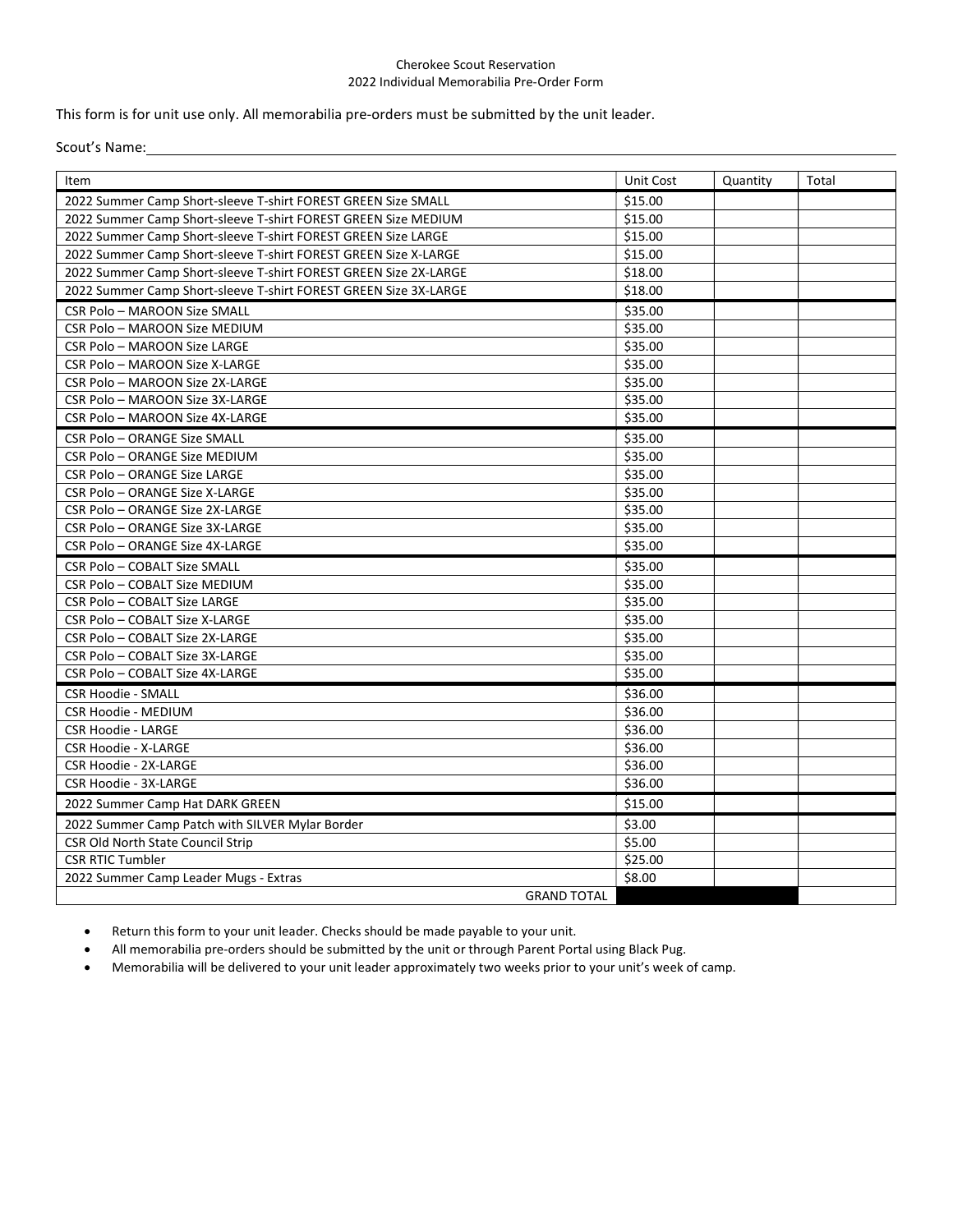Cherokee Scout Reservation
2022 Individual Memorabilia Pre-Order Form

This form is for unit use only. All memorabilia pre-orders must be submitted by the unit leader.

Scout's Name:

| Item | Unit Cost | Quantity | Total |
|---|---|---|---|
| 2022 Summer Camp Short-sleeve T-shirt FOREST GREEN Size SMALL | $15.00 | | |
| 2022 Summer Camp Short-sleeve T-shirt FOREST GREEN Size MEDIUM | $15.00 | | |
| 2022 Summer Camp Short-sleeve T-shirt FOREST GREEN Size LARGE | $15.00 | | |
| 2022 Summer Camp Short-sleeve T-shirt FOREST GREEN Size X-LARGE | $15.00 | | |
| 2022 Summer Camp Short-sleeve T-shirt FOREST GREEN Size 2X-LARGE | $18.00 | | |
| 2022 Summer Camp Short-sleeve T-shirt FOREST GREEN Size 3X-LARGE | $18.00 | | |
| CSR Polo – MAROON Size SMALL | $35.00 | | |
| CSR Polo – MAROON Size MEDIUM | $35.00 | | |
| CSR Polo – MAROON Size LARGE | $35.00 | | |
| CSR Polo – MAROON Size X-LARGE | $35.00 | | |
| CSR Polo – MAROON Size 2X-LARGE | $35.00 | | |
| CSR Polo – MAROON Size 3X-LARGE | $35.00 | | |
| CSR Polo – MAROON Size 4X-LARGE | $35.00 | | |
| CSR Polo – ORANGE Size SMALL | $35.00 | | |
| CSR Polo – ORANGE Size MEDIUM | $35.00 | | |
| CSR Polo – ORANGE Size LARGE | $35.00 | | |
| CSR Polo – ORANGE Size X-LARGE | $35.00 | | |
| CSR Polo – ORANGE Size 2X-LARGE | $35.00 | | |
| CSR Polo – ORANGE Size 3X-LARGE | $35.00 | | |
| CSR Polo – ORANGE Size 4X-LARGE | $35.00 | | |
| CSR Polo – COBALT Size SMALL | $35.00 | | |
| CSR Polo – COBALT Size MEDIUM | $35.00 | | |
| CSR Polo – COBALT Size LARGE | $35.00 | | |
| CSR Polo – COBALT Size X-LARGE | $35.00 | | |
| CSR Polo – COBALT Size 2X-LARGE | $35.00 | | |
| CSR Polo – COBALT Size 3X-LARGE | $35.00 | | |
| CSR Polo – COBALT Size 4X-LARGE | $35.00 | | |
| CSR Hoodie - SMALL | $36.00 | | |
| CSR Hoodie - MEDIUM | $36.00 | | |
| CSR Hoodie - LARGE | $36.00 | | |
| CSR Hoodie - X-LARGE | $36.00 | | |
| CSR Hoodie - 2X-LARGE | $36.00 | | |
| CSR Hoodie - 3X-LARGE | $36.00 | | |
| 2022 Summer Camp Hat DARK GREEN | $15.00 | | |
| 2022 Summer Camp Patch with SILVER Mylar Border | $3.00 | | |
| CSR Old North State Council Strip | $5.00 | | |
| CSR RTIC Tumbler | $25.00 | | |
| 2022 Summer Camp Leader Mugs - Extras | $8.00 | | |
| GRAND TOTAL | | | |

- Return this form to your unit leader. Checks should be made payable to your unit.
- All memorabilia pre-orders should be submitted by the unit or through Parent Portal using Black Pug.
- Memorabilia will be delivered to your unit leader approximately two weeks prior to your unit's week of camp.